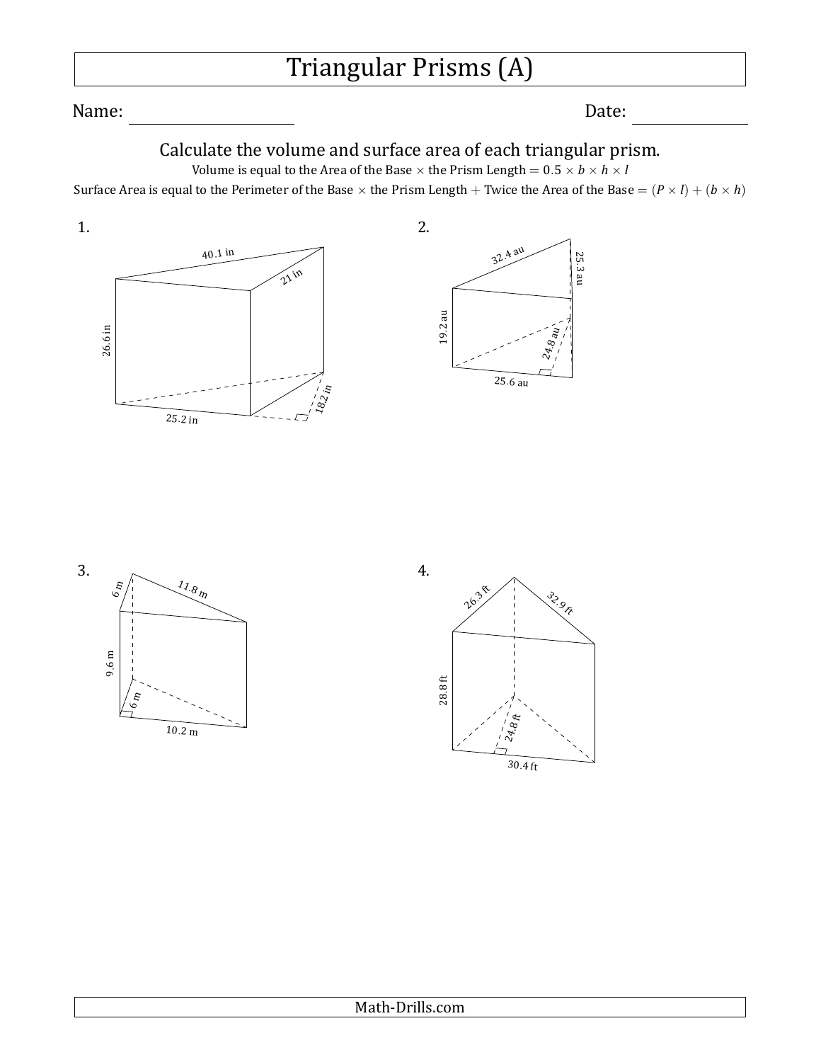# Triangular Prisms (A)

Name: ____________________ Date: ____________

Calculate the volume and surface area of each triangular prism.

Volume is equal to the Area of the Base × the Prism Length = $0.5 \times b \times h \times l$

Surface Area is equal to the Perimeter of the Base × the Prism Length + Twice the Area of the Base = $(P \times l) + (b \times h)$

1. 40.1 in, 21 in, 26.6 in, 25.2 in, 18.2 in

2. 32.4 au, 25.3 au, 19.2 au, 24.8 au, 25.6 au

3. 6 m, 11.8 m, 9.6 m, 6 m, 10.2 m

4. 26.3 ft, 32.9 ft, 28.8 ft, 24.8 ft, 30.4 ft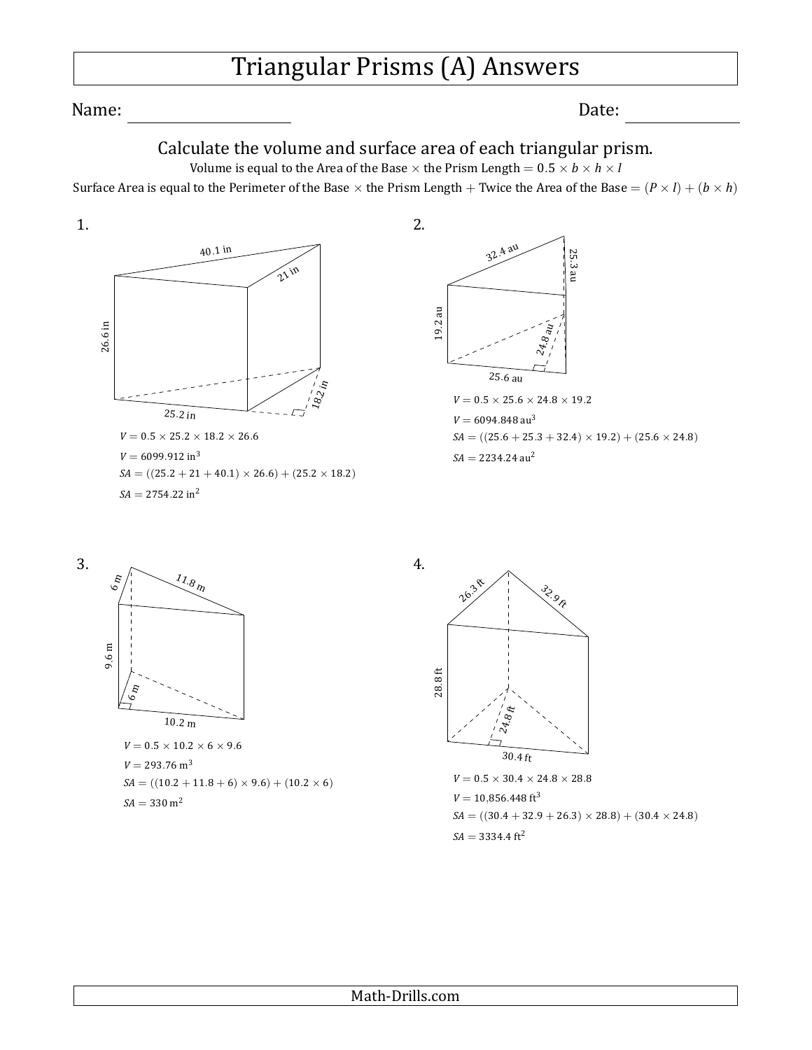# Triangular Prisms (A) Answers

Name: ____________________ Date: ______________

Calculate the volume and surface area of each triangular prism.

Volume is equal to the Area of the Base $\times$ the Prism Length $= 0.5 \times b \times h \times l$

Surface Area is equal to the Perimeter of the Base $\times$ the Prism Length $+$ Twice the Area of the Base $= (P \times l) + (b \times h)$

1.

40.1 in
21 in
26.6 in
25.2 in
18.2 in

$V = 0.5 \times 25.2 \times 18.2 \times 26.6$

$V = 6099.912 \text{ in}^3$

$SA = ((25.2 + 21 + 40.1) \times 26.6) + (25.2 \times 18.2)$

$SA = 2754.22 \text{ in}^2$

2.

32.4 au
25.3 au
19.2 au
24.8 au
25.6 au

$V = 0.5 \times 25.6 \times 24.8 \times 19.2$

$V = 6094.848 \text{ au}^3$

$SA = ((25.6 + 25.3 + 32.4) \times 19.2) + (25.6 \times 24.8)$

$SA = 2234.24 \text{ au}^2$

3.

6 m
11.8 m
9.6 m
6 m
10.2 m

$V = 0.5 \times 10.2 \times 6 \times 9.6$

$V = 293.76 \text{ m}^3$

$SA = ((10.2 + 11.8 + 6) \times 9.6) + (10.2 \times 6)$

$SA = 330 \text{ m}^2$

4.

26.3 ft
32.9 ft
28.8 ft
24.8 ft
30.4 ft

$V = 0.5 \times 30.4 \times 24.8 \times 28.8$

$V = 10{,}856.448 \text{ ft}^3$

$SA = ((30.4 + 32.9 + 26.3) \times 28.8) + (30.4 \times 24.8)$

$SA = 3334.4 \text{ ft}^2$